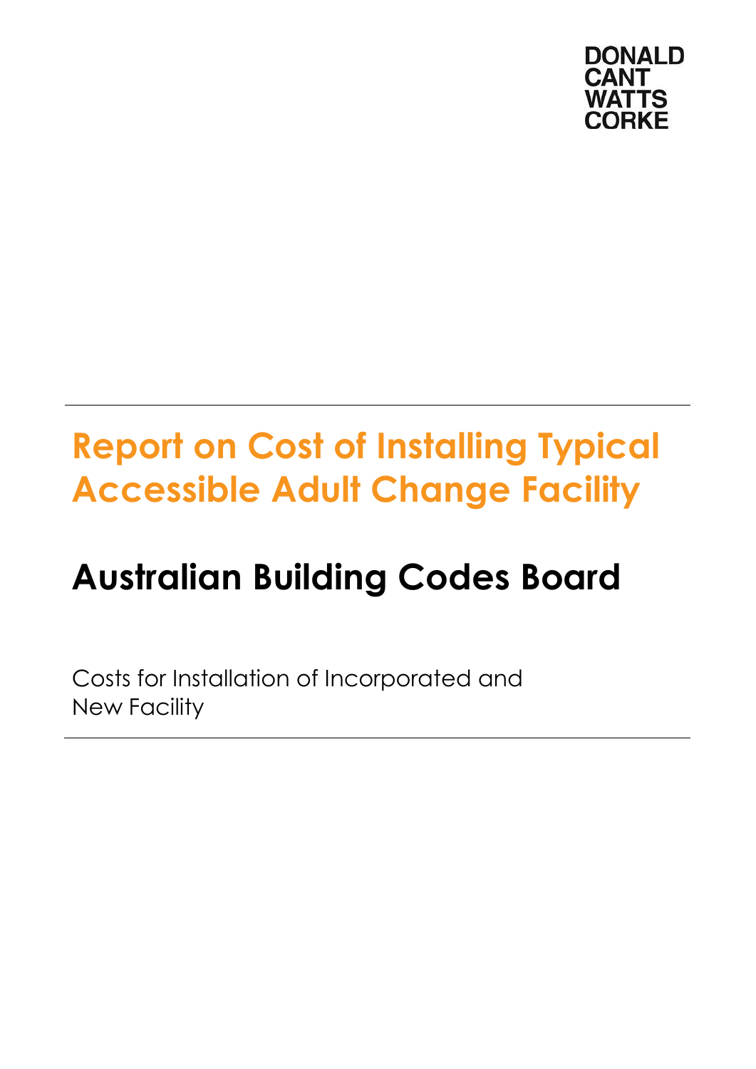DONALD
CANT
WATTS
CORKE

---

# Report on Cost of Installing Typical Accessible Adult Change Facility

## Australian Building Codes Board

Costs for Installation of Incorporated and
New Facility

---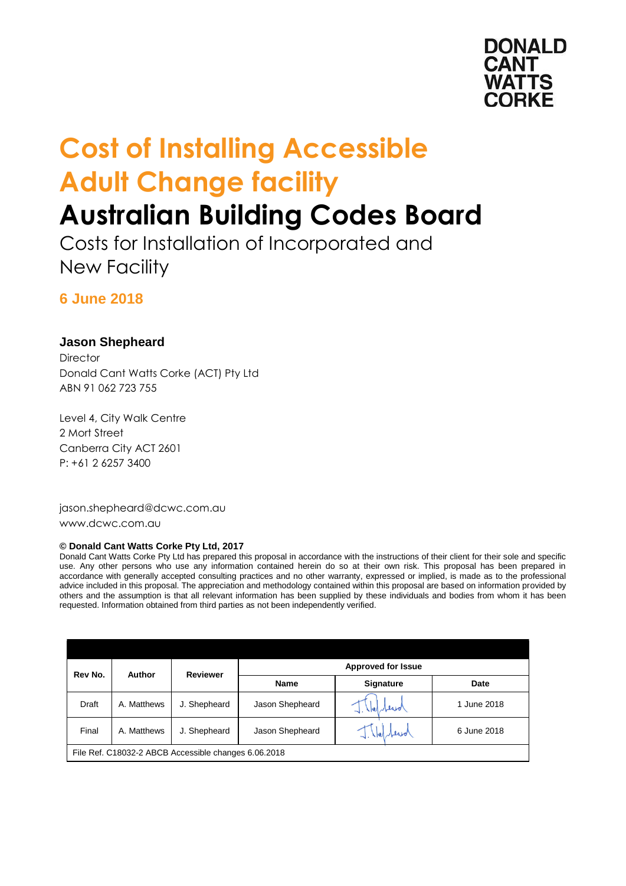DONALD
CANT
WATTS
CORKE

# Cost of Installing Accessible Adult Change facility

# Australian Building Codes Board

## Costs for Installation of Incorporated and New Facility

**6 June 2018**

**Jason Shepheard**
Director
Donald Cant Watts Corke (ACT) Pty Ltd
ABN 91 062 723 755

Level 4, City Walk Centre
2 Mort Street
Canberra City ACT 2601
P: +61 2 6257 3400

jason.shepheard@dcwc.com.au
www.dcwc.com.au

**© Donald Cant Watts Corke Pty Ltd, 2017**
Donald Cant Watts Corke Pty Ltd has prepared this proposal in accordance with the instructions of their client for their sole and specific use. Any other persons who use any information contained herein do so at their own risk. This proposal has been prepared in accordance with generally accepted consulting practices and no other warranty, expressed or implied, is made as to the professional advice included in this proposal. The appreciation and methodology contained within this proposal are based on information provided by others and the assumption is that all relevant information has been supplied by these individuals and bodies from whom it has been requested. Information obtained from third parties as not been independently verified.

| Rev No. | Author | Reviewer | Approved for Issue | | |
|---|---|---|---|---|---|
| | | | Name | Signature | Date |
| Draft | A. Matthews | J. Shepheard | Jason Shepheard | J. Shepheard | 1 June 2018 |
| Final | A. Matthews | J. Shepheard | Jason Shepheard | J. Shepheard | 6 June 2018 |
| File Ref. C18032-2 ABCB Accessible changes 6.06.2018 | | | | | |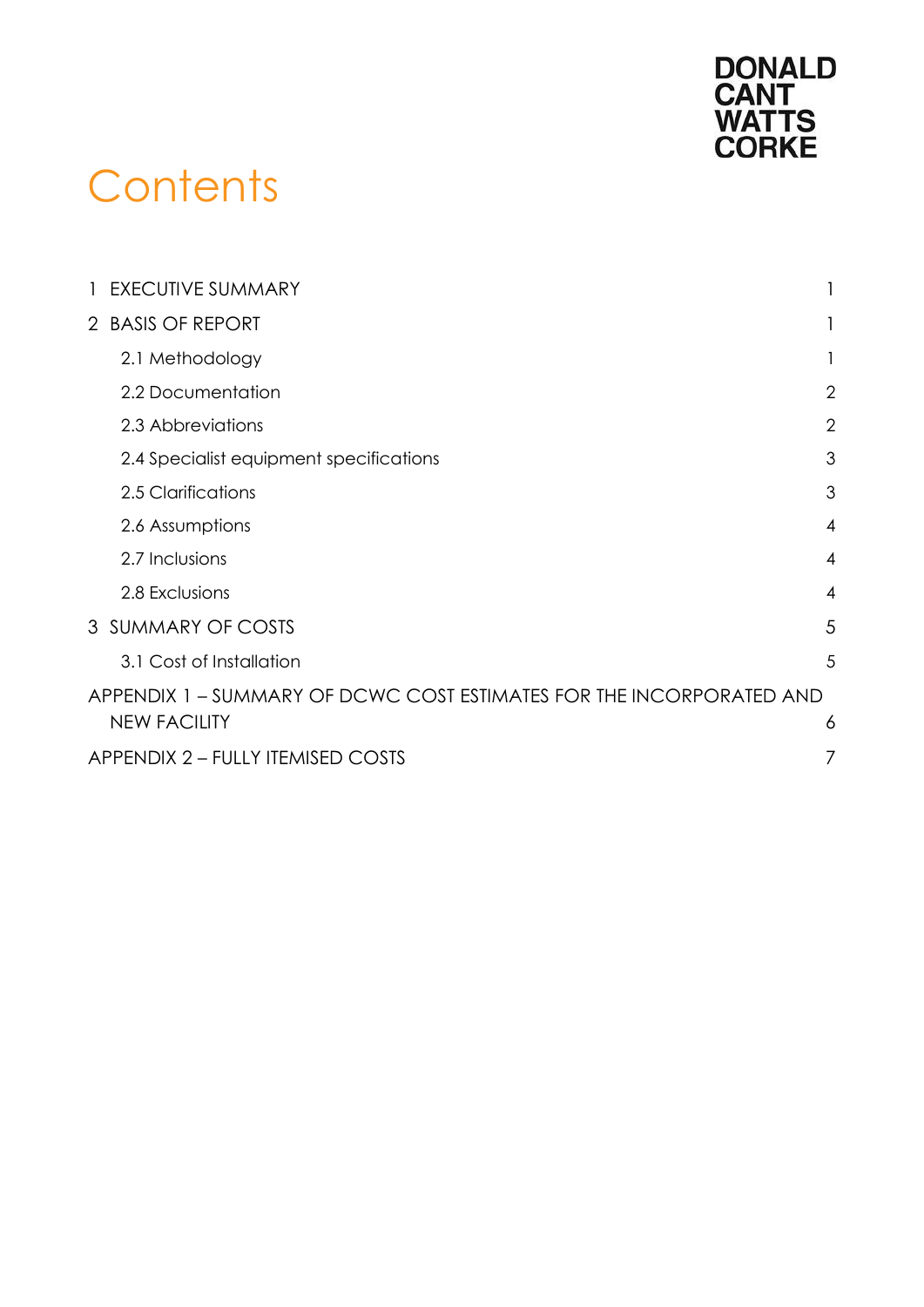# Contents

| | |
|---|---|
| 1 EXECUTIVE SUMMARY | 1 |
| 2 BASIS OF REPORT | 1 |
| 2.1 Methodology | 1 |
| 2.2 Documentation | 2 |
| 2.3 Abbreviations | 2 |
| 2.4 Specialist equipment specifications | 3 |
| 2.5 Clarifications | 3 |
| 2.6 Assumptions | 4 |
| 2.7 Inclusions | 4 |
| 2.8 Exclusions | 4 |
| 3 SUMMARY OF COSTS | 5 |
| 3.1 Cost of Installation | 5 |
| APPENDIX 1 – SUMMARY OF DCWC COST ESTIMATES FOR THE INCORPORATED AND NEW FACILITY | 6 |
| APPENDIX 2 – FULLY ITEMISED COSTS | 7 |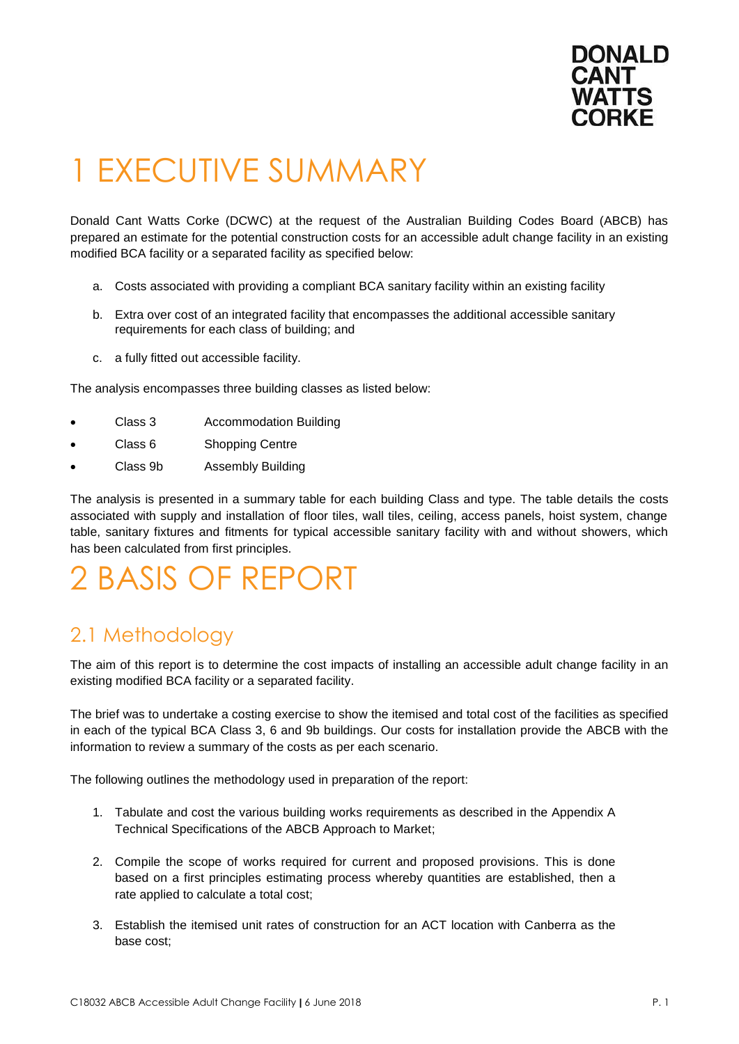# 1 EXECUTIVE SUMMARY

Donald Cant Watts Corke (DCWC) at the request of the Australian Building Codes Board (ABCB) has prepared an estimate for the potential construction costs for an accessible adult change facility in an existing modified BCA facility or a separated facility as specified below:

a. Costs associated with providing a compliant BCA sanitary facility within an existing facility

b. Extra over cost of an integrated facility that encompasses the additional accessible sanitary requirements for each class of building; and

c. a fully fitted out accessible facility.

The analysis encompasses three building classes as listed below:

- Class 3 Accommodation Building
- Class 6 Shopping Centre
- Class 9b Assembly Building

The analysis is presented in a summary table for each building Class and type. The table details the costs associated with supply and installation of floor tiles, wall tiles, ceiling, access panels, hoist system, change table, sanitary fixtures and fitments for typical accessible sanitary facility with and without showers, which has been calculated from first principles.

# 2 BASIS OF REPORT

## 2.1 Methodology

The aim of this report is to determine the cost impacts of installing an accessible adult change facility in an existing modified BCA facility or a separated facility.

The brief was to undertake a costing exercise to show the itemised and total cost of the facilities as specified in each of the typical BCA Class 3, 6 and 9b buildings. Our costs for installation provide the ABCB with the information to review a summary of the costs as per each scenario.

The following outlines the methodology used in preparation of the report:

1. Tabulate and cost the various building works requirements as described in the Appendix A Technical Specifications of the ABCB Approach to Market;

2. Compile the scope of works required for current and proposed provisions. This is done based on a first principles estimating process whereby quantities are established, then a rate applied to calculate a total cost;

3. Establish the itemised unit rates of construction for an ACT location with Canberra as the base cost;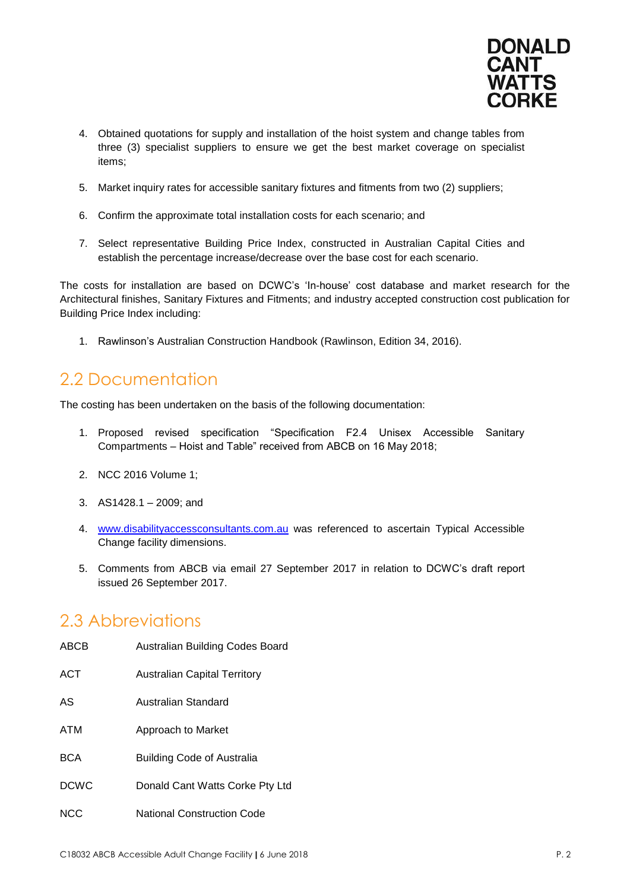4. Obtained quotations for supply and installation of the hoist system and change tables from three (3) specialist suppliers to ensure we get the best market coverage on specialist items;

5. Market inquiry rates for accessible sanitary fixtures and fitments from two (2) suppliers;

6. Confirm the approximate total installation costs for each scenario; and

7. Select representative Building Price Index, constructed in Australian Capital Cities and establish the percentage increase/decrease over the base cost for each scenario.

The costs for installation are based on DCWC's 'In-house' cost database and market research for the Architectural finishes, Sanitary Fixtures and Fitments; and industry accepted construction cost publication for Building Price Index including:

1. Rawlinson's Australian Construction Handbook (Rawlinson, Edition 34, 2016).

## 2.2 Documentation

The costing has been undertaken on the basis of the following documentation:

1. Proposed revised specification "Specification F2.4 Unisex Accessible Sanitary Compartments – Hoist and Table" received from ABCB on 16 May 2018;

2. NCC 2016 Volume 1;

3. AS1428.1 – 2009; and

4. www.disabilityaccessconsultants.com.au was referenced to ascertain Typical Accessible Change facility dimensions.

5. Comments from ABCB via email 27 September 2017 in relation to DCWC's draft report issued 26 September 2017.

## 2.3 Abbreviations

| | |
|---|---|
| ABCB | Australian Building Codes Board |
| ACT | Australian Capital Territory |
| AS | Australian Standard |
| ATM | Approach to Market |
| BCA | Building Code of Australia |
| DCWC | Donald Cant Watts Corke Pty Ltd |
| NCC | National Construction Code |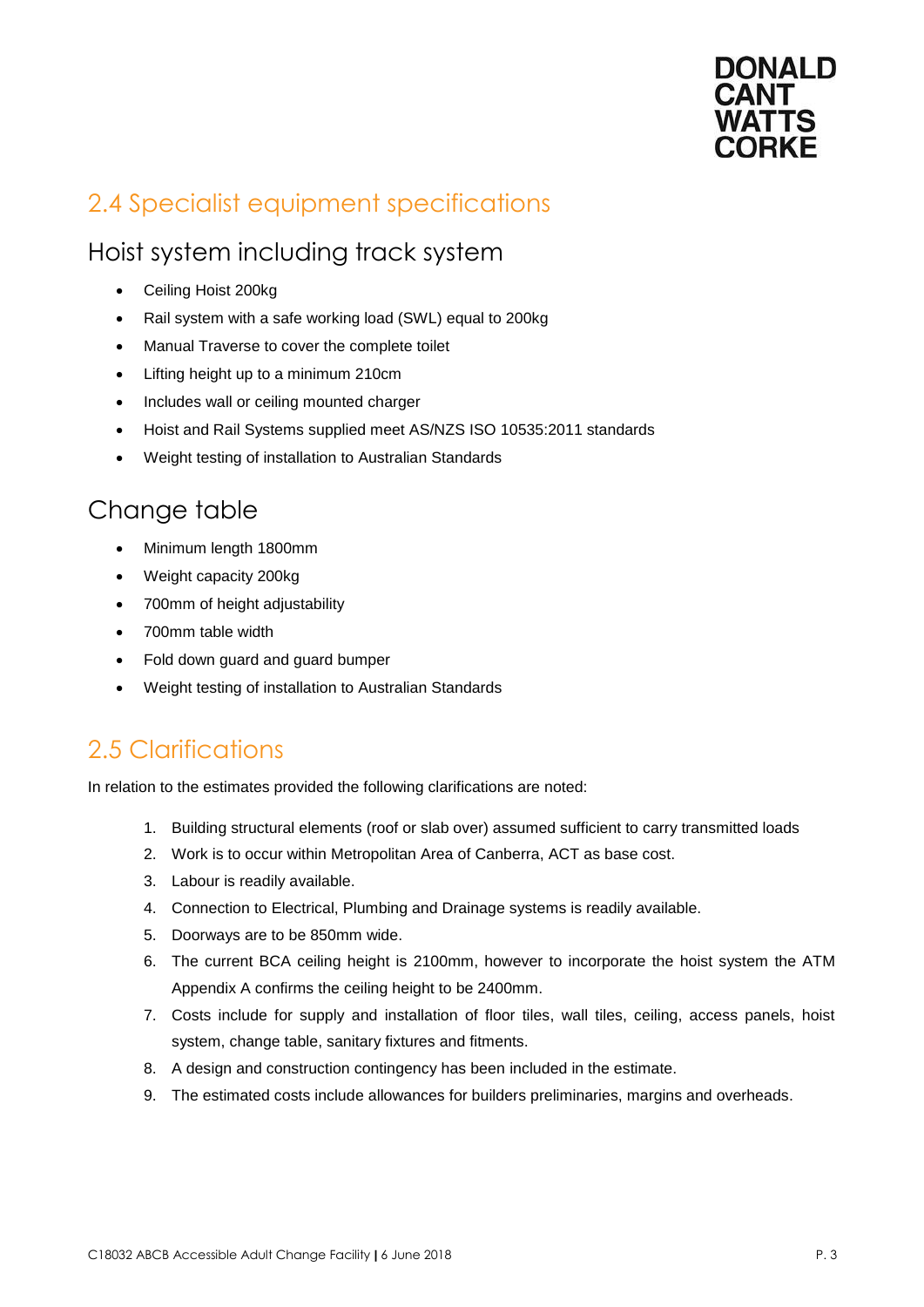## 2.4 Specialist equipment specifications

### Hoist system including track system

- Ceiling Hoist 200kg
- Rail system with a safe working load (SWL) equal to 200kg
- Manual Traverse to cover the complete toilet
- Lifting height up to a minimum 210cm
- Includes wall or ceiling mounted charger
- Hoist and Rail Systems supplied meet AS/NZS ISO 10535:2011 standards
- Weight testing of installation to Australian Standards

### Change table

- Minimum length 1800mm
- Weight capacity 200kg
- 700mm of height adjustability
- 700mm table width
- Fold down guard and guard bumper
- Weight testing of installation to Australian Standards

## 2.5 Clarifications

In relation to the estimates provided the following clarifications are noted:

1. Building structural elements (roof or slab over) assumed sufficient to carry transmitted loads
2. Work is to occur within Metropolitan Area of Canberra, ACT as base cost.
3. Labour is readily available.
4. Connection to Electrical, Plumbing and Drainage systems is readily available.
5. Doorways are to be 850mm wide.
6. The current BCA ceiling height is 2100mm, however to incorporate the hoist system the ATM Appendix A confirms the ceiling height to be 2400mm.
7. Costs include for supply and installation of floor tiles, wall tiles, ceiling, access panels, hoist system, change table, sanitary fixtures and fitments.
8. A design and construction contingency has been included in the estimate.
9. The estimated costs include allowances for builders preliminaries, margins and overheads.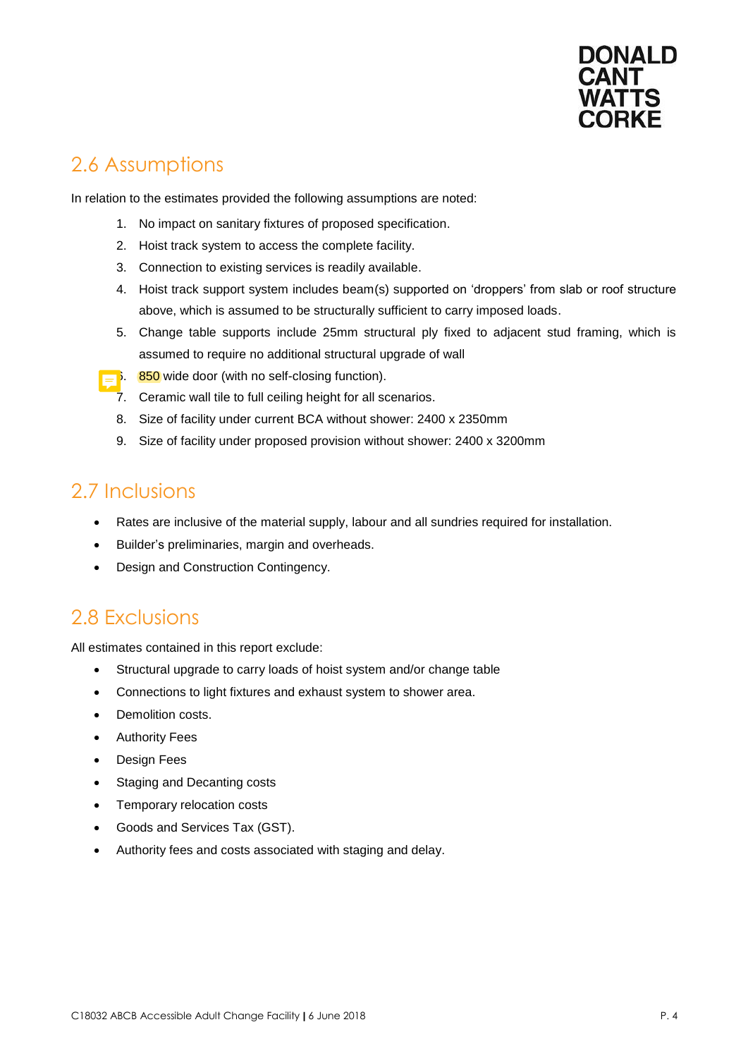## 2.6 Assumptions

In relation to the estimates provided the following assumptions are noted:

1. No impact on sanitary fixtures of proposed specification.
2. Hoist track system to access the complete facility.
3. Connection to existing services is readily available.
4. Hoist track support system includes beam(s) supported on 'droppers' from slab or roof structure above, which is assumed to be structurally sufficient to carry imposed loads.
5. Change table supports include 25mm structural ply fixed to adjacent stud framing, which is assumed to require no additional structural upgrade of wall
6. 850 wide door (with no self-closing function).
7. Ceramic wall tile to full ceiling height for all scenarios.
8. Size of facility under current BCA without shower: 2400 x 2350mm
9. Size of facility under proposed provision without shower: 2400 x 3200mm

## 2.7 Inclusions

- Rates are inclusive of the material supply, labour and all sundries required for installation.
- Builder's preliminaries, margin and overheads.
- Design and Construction Contingency.

## 2.8 Exclusions

All estimates contained in this report exclude:

- Structural upgrade to carry loads of hoist system and/or change table
- Connections to light fixtures and exhaust system to shower area.
- Demolition costs.
- Authority Fees
- Design Fees
- Staging and Decanting costs
- Temporary relocation costs
- Goods and Services Tax (GST).
- Authority fees and costs associated with staging and delay.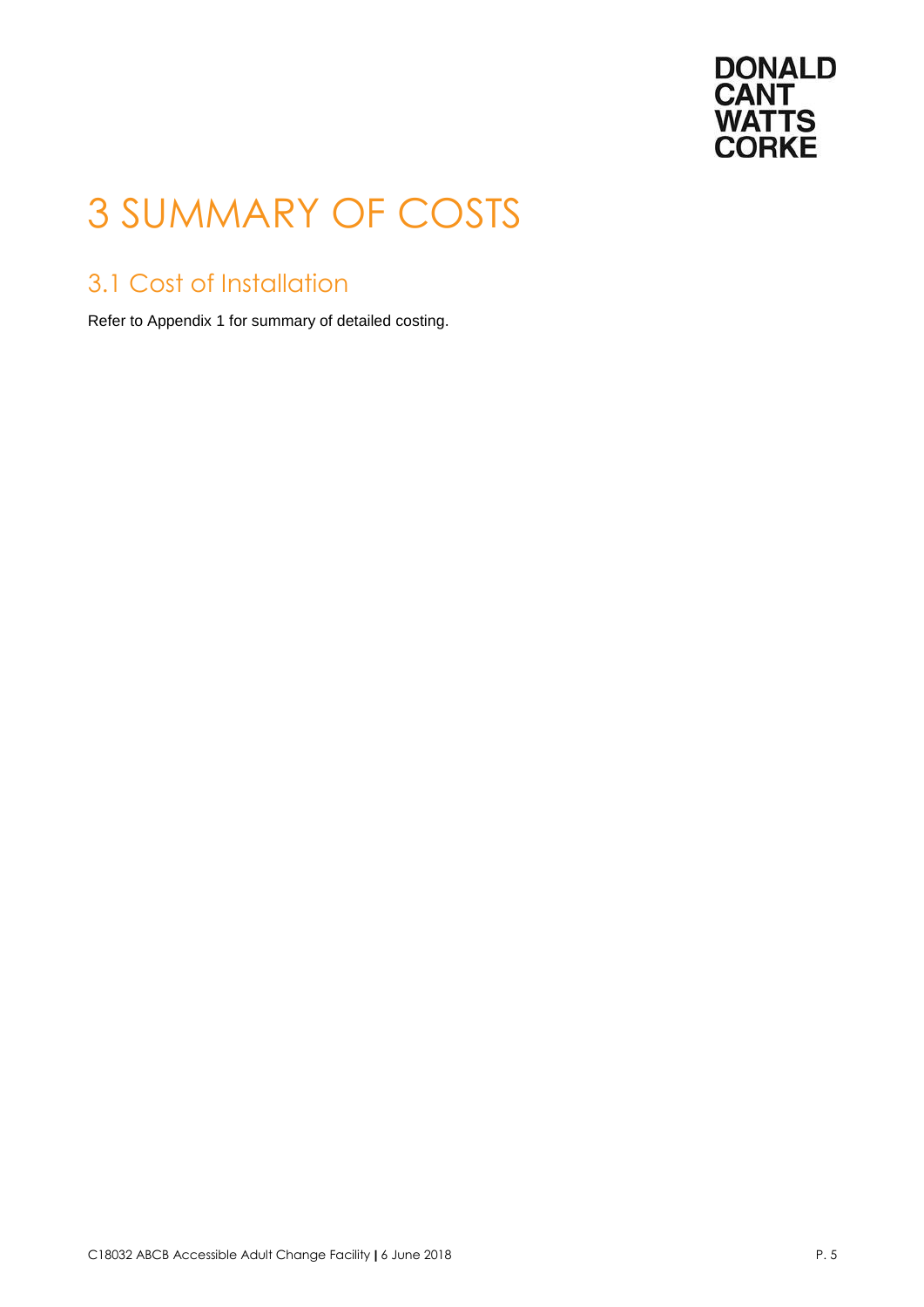# 3 SUMMARY OF COSTS

## 3.1 Cost of Installation

Refer to Appendix 1 for summary of detailed costing.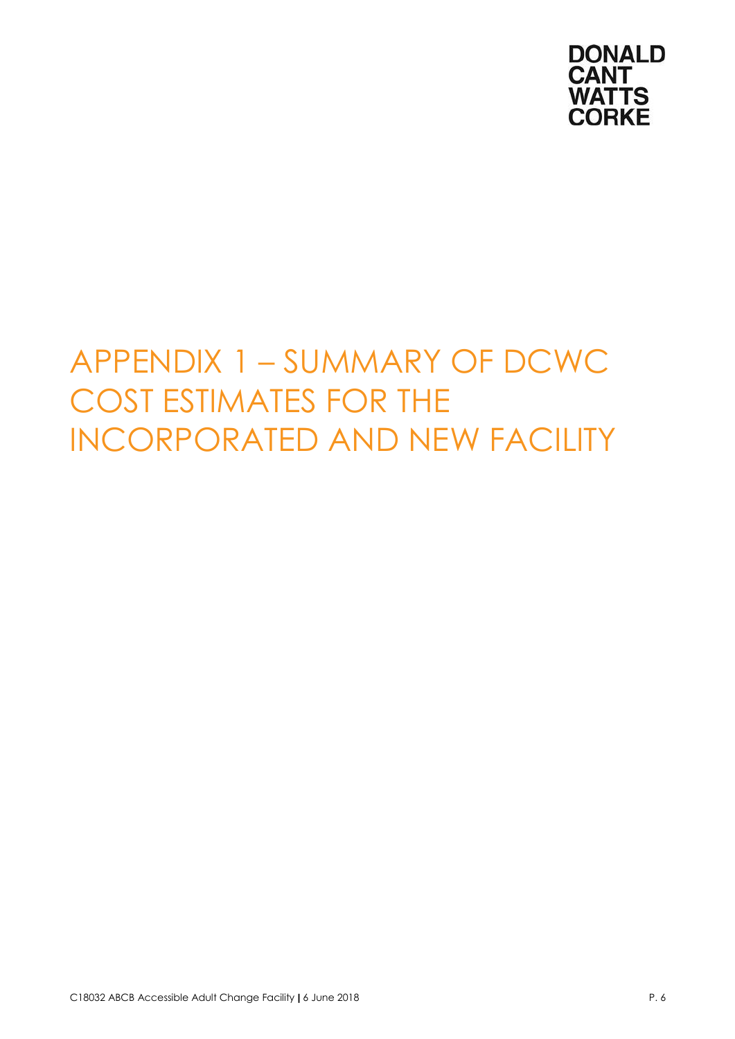# APPENDIX 1 – SUMMARY OF DCWC COST ESTIMATES FOR THE INCORPORATED AND NEW FACILITY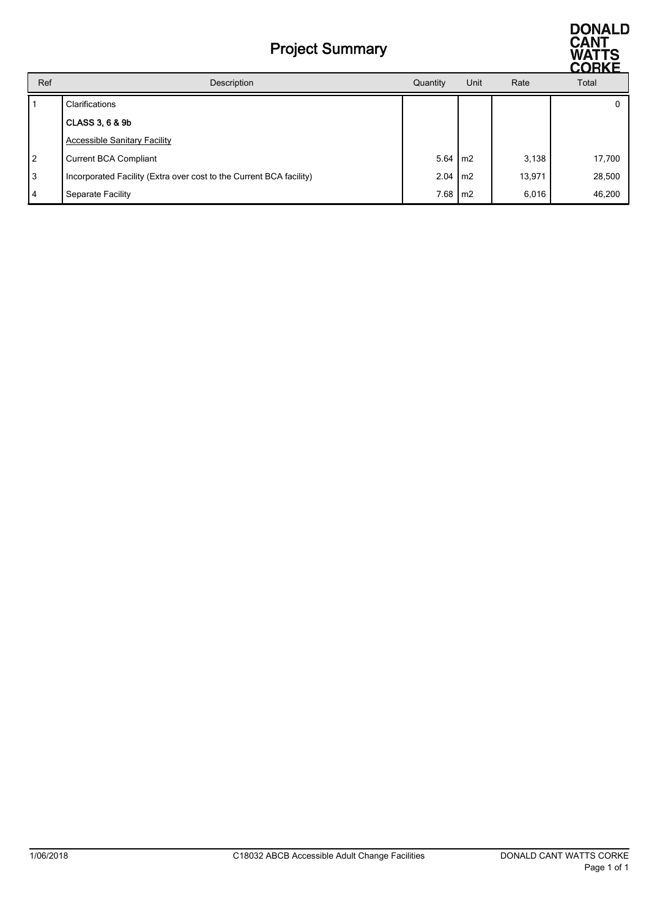# Project Summary

DONALD CANT WATTS CORKE

| Ref | Description | Quantity | Unit | Rate | Total |
|---|---|---|---|---|---|
| 1 | Clarifications | | | | 0 |
| | **CLASS 3, 6 & 9b** | | | | |
| | Accessible Sanitary Facility | | | | |
| 2 | Current BCA Compliant | 5.64 | m2 | 3,138 | 17,700 |
| 3 | Incorporated Facility (Extra over cost to the Current BCA facility) | 2.04 | m2 | 13,971 | 28,500 |
| 4 | Separate Facility | 7.68 | m2 | 6,016 | 46,200 |

1/06/2018 C18032 ABCB Accessible Adult Change Facilities DONALD CANT WATTS CORKE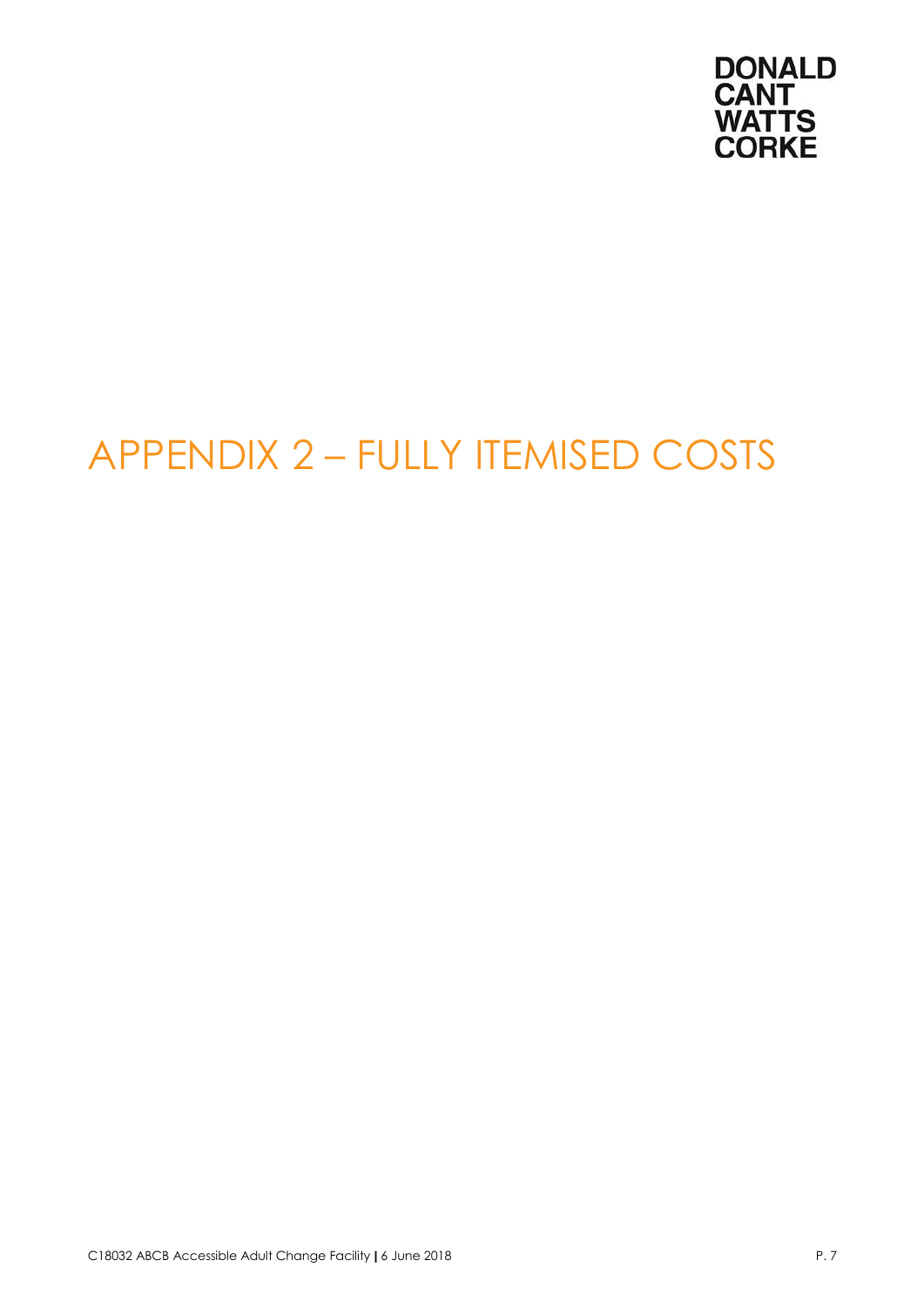# APPENDIX 2 – FULLY ITEMISED COSTS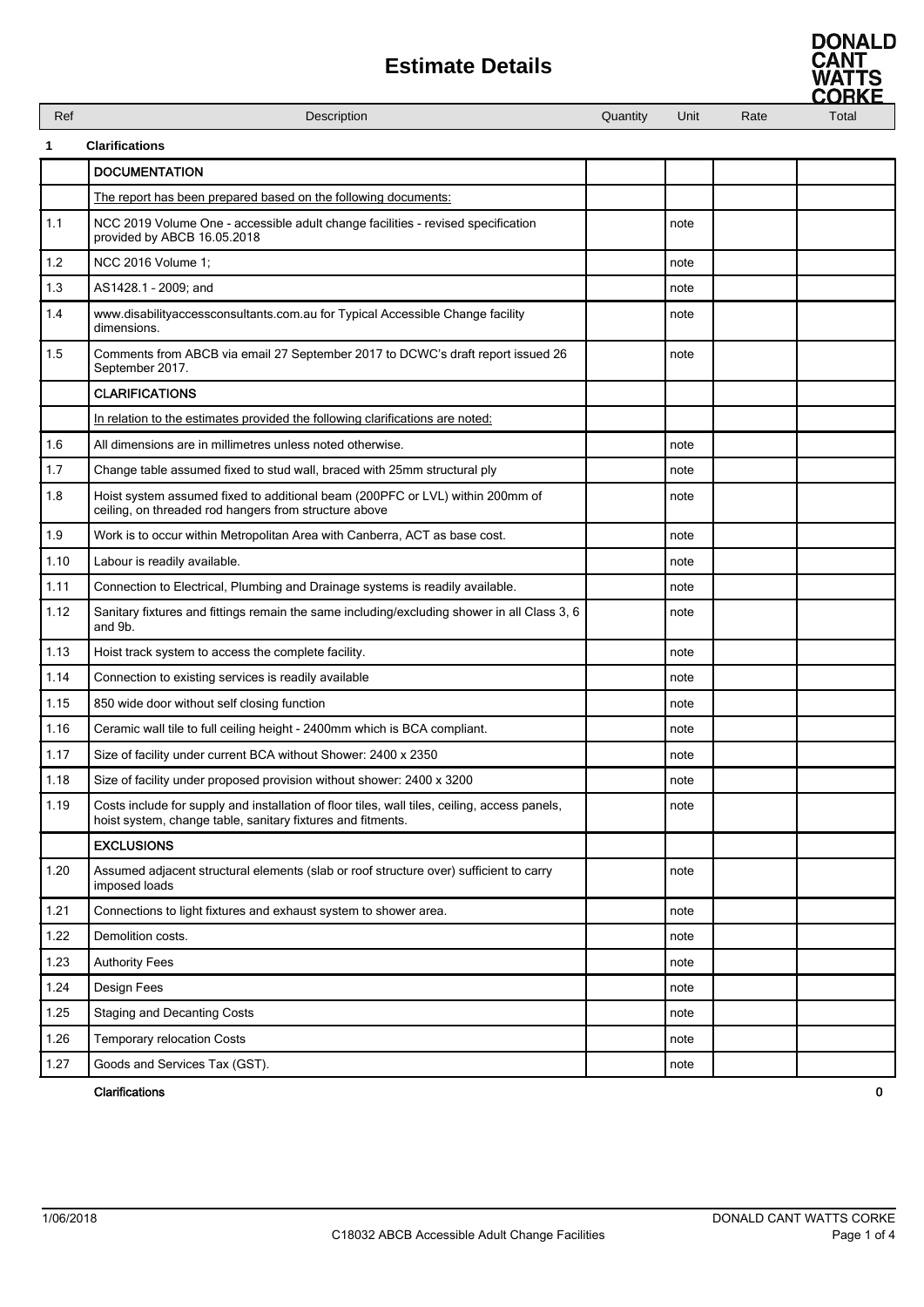# Estimate Details

| Ref | Description | Quantity | Unit | Rate | Total |
|---|---|---|---|---|---|
| **1** | **Clarifications** | | | | |
| | DOCUMENTATION | | | | |
| | The report has been prepared based on the following documents: | | | | |
| 1.1 | NCC 2019 Volume One - accessible adult change facilities - revised specification provided by ABCB 16.05.2018 | | note | | |
| 1.2 | NCC 2016 Volume 1; | | note | | |
| 1.3 | AS1428.1 - 2009; and | | note | | |
| 1.4 | www.disabilityaccessconsultants.com.au for Typical Accessible Change facility dimensions. | | note | | |
| 1.5 | Comments from ABCB via email 27 September 2017 to DCWC's draft report issued 26 September 2017. | | note | | |
| | CLARIFICATIONS | | | | |
| | In relation to the estimates provided the following clarifications are noted: | | | | |
| 1.6 | All dimensions are in millimetres unless noted otherwise. | | note | | |
| 1.7 | Change table assumed fixed to stud wall, braced with 25mm structural ply | | note | | |
| 1.8 | Hoist system assumed fixed to additional beam (200PFC or LVL) within 200mm of ceiling, on threaded rod hangers from structure above | | note | | |
| 1.9 | Work is to occur within Metropolitan Area with Canberra, ACT as base cost. | | note | | |
| 1.10 | Labour is readily available. | | note | | |
| 1.11 | Connection to Electrical, Plumbing and Drainage systems is readily available. | | note | | |
| 1.12 | Sanitary fixtures and fittings remain the same including/excluding shower in all Class 3, 6 and 9b. | | note | | |
| 1.13 | Hoist track system to access the complete facility. | | note | | |
| 1.14 | Connection to existing services is readily available | | note | | |
| 1.15 | 850 wide door without self closing function | | note | | |
| 1.16 | Ceramic wall tile to full ceiling height - 2400mm which is BCA compliant. | | note | | |
| 1.17 | Size of facility under current BCA without Shower: 2400 x 2350 | | note | | |
| 1.18 | Size of facility under proposed provision without shower: 2400 x 3200 | | note | | |
| 1.19 | Costs include for supply and installation of floor tiles, wall tiles, ceiling, access panels, hoist system, change table, sanitary fixtures and fitments. | | note | | |
| | EXCLUSIONS | | | | |
| 1.20 | Assumed adjacent structural elements (slab or roof structure over) sufficient to carry imposed loads | | note | | |
| 1.21 | Connections to light fixtures and exhaust system to shower area. | | note | | |
| 1.22 | Demolition costs. | | note | | |
| 1.23 | Authority Fees | | note | | |
| 1.24 | Design Fees | | note | | |
| 1.25 | Staging and Decanting Costs | | note | | |
| 1.26 | Temporary relocation Costs | | note | | |
| 1.27 | Goods and Services Tax (GST). | | note | | |
| | **Clarifications** | | | | **0** |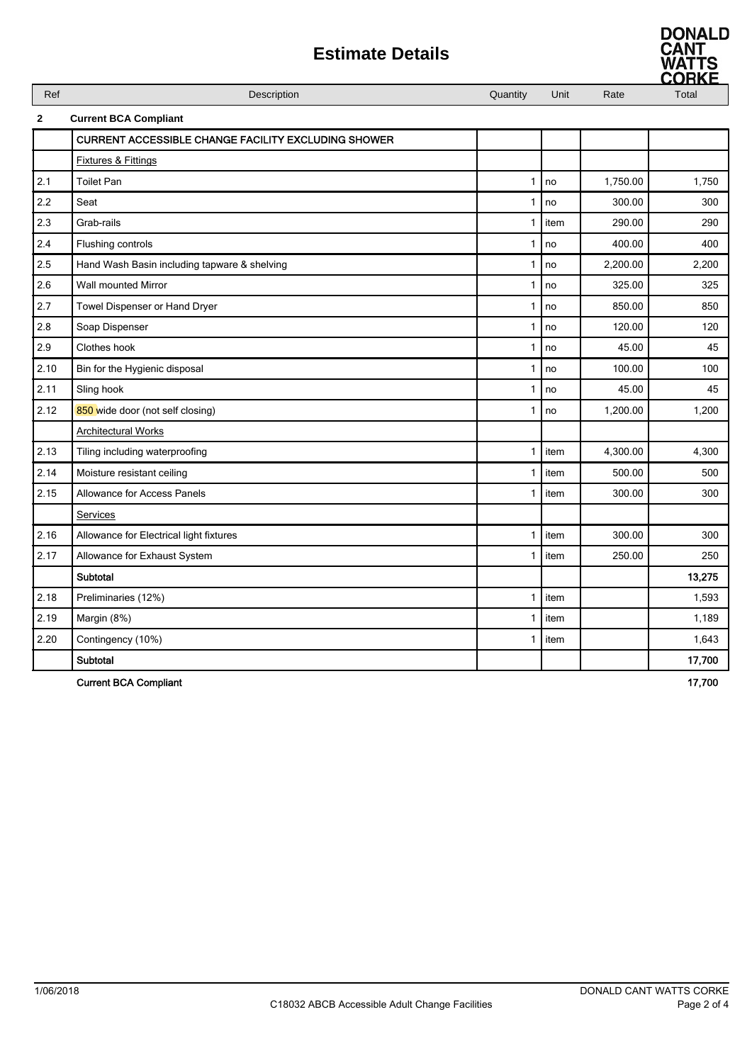# Estimate Details

| Ref | Description | Quantity | Unit | Rate | Total |
|---|---|---|---|---|---|
| **2** | **Current BCA Compliant** | | | | |
| | **CURRENT ACCESSIBLE CHANGE FACILITY EXCLUDING SHOWER** | | | | |
| | Fixtures & Fittings | | | | |
| 2.1 | Toilet Pan | 1 | no | 1,750.00 | 1,750 |
| 2.2 | Seat | 1 | no | 300.00 | 300 |
| 2.3 | Grab-rails | 1 | item | 290.00 | 290 |
| 2.4 | Flushing controls | 1 | no | 400.00 | 400 |
| 2.5 | Hand Wash Basin including tapware & shelving | 1 | no | 2,200.00 | 2,200 |
| 2.6 | Wall mounted Mirror | 1 | no | 325.00 | 325 |
| 2.7 | Towel Dispenser or Hand Dryer | 1 | no | 850.00 | 850 |
| 2.8 | Soap Dispenser | 1 | no | 120.00 | 120 |
| 2.9 | Clothes hook | 1 | no | 45.00 | 45 |
| 2.10 | Bin for the Hygienic disposal | 1 | no | 100.00 | 100 |
| 2.11 | Sling hook | 1 | no | 45.00 | 45 |
| 2.12 | 850 wide door (not self closing) | 1 | no | 1,200.00 | 1,200 |
| | Architectural Works | | | | |
| 2.13 | Tiling including waterproofing | 1 | item | 4,300.00 | 4,300 |
| 2.14 | Moisture resistant ceiling | 1 | item | 500.00 | 500 |
| 2.15 | Allowance for Access Panels | 1 | item | 300.00 | 300 |
| | Services | | | | |
| 2.16 | Allowance for Electrical light fixtures | 1 | item | 300.00 | 300 |
| 2.17 | Allowance for Exhaust System | 1 | item | 250.00 | 250 |
| | **Subtotal** | | | | **13,275** |
| 2.18 | Preliminaries (12%) | 1 | item | | 1,593 |
| 2.19 | Margin (8%) | 1 | item | | 1,189 |
| 2.20 | Contingency (10%) | 1 | item | | 1,643 |
| | **Subtotal** | | | | **17,700** |
| | **Current BCA Compliant** | | | | **17,700** |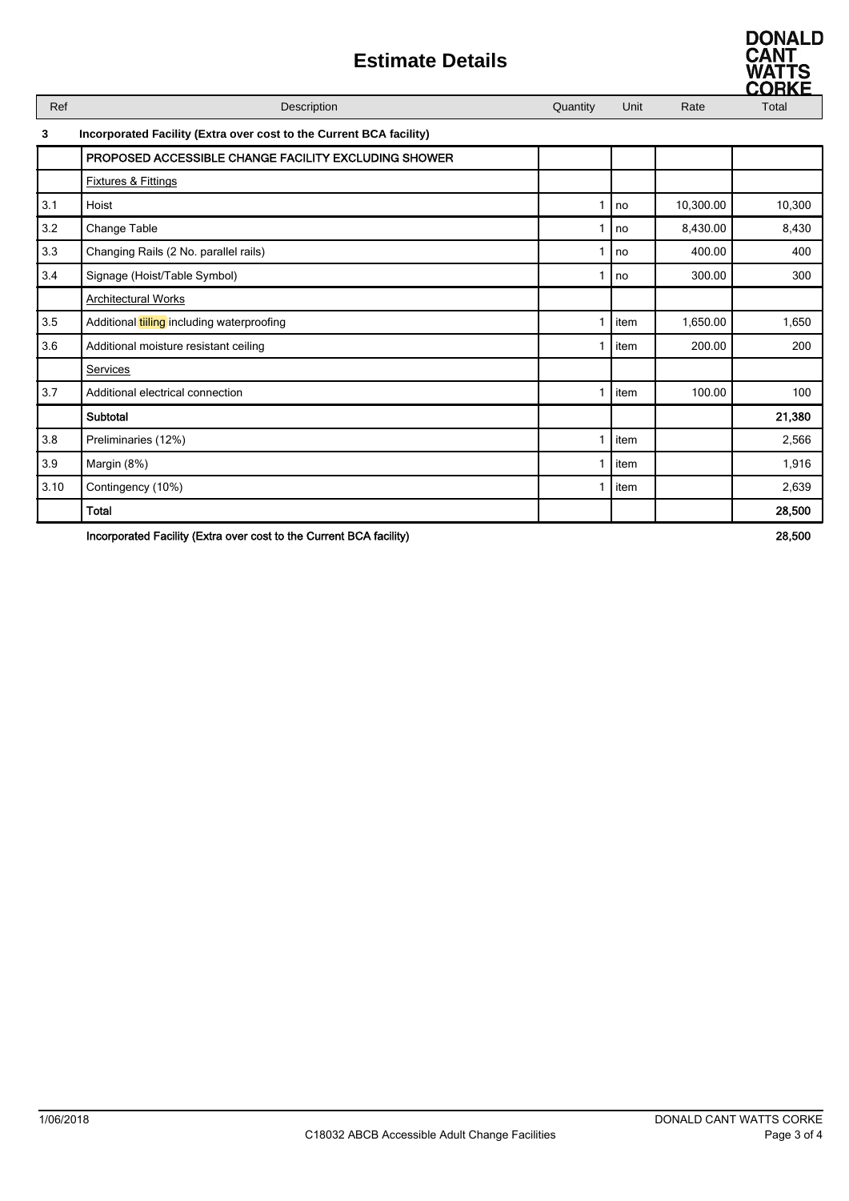# Estimate Details

| Ref | Description | Quantity | Unit | Rate | Total |
|---|---|---|---|---|---|
| **3** | **Incorporated Facility (Extra over cost to the Current BCA facility)** | | | | |
| | **PROPOSED ACCESSIBLE CHANGE FACILITY EXCLUDING SHOWER** | | | | |
| | Fixtures & Fittings | | | | |
| 3.1 | Hoist | 1 | no | 10,300.00 | 10,300 |
| 3.2 | Change Table | 1 | no | 8,430.00 | 8,430 |
| 3.3 | Changing Rails (2 No. parallel rails) | 1 | no | 400.00 | 400 |
| 3.4 | Signage (Hoist/Table Symbol) | 1 | no | 300.00 | 300 |
| | Architectural Works | | | | |
| 3.5 | Additional tiiling including waterproofing | 1 | item | 1,650.00 | 1,650 |
| 3.6 | Additional moisture resistant ceiling | 1 | item | 200.00 | 200 |
| | Services | | | | |
| 3.7 | Additional electrical connection | 1 | item | 100.00 | 100 |
| | **Subtotal** | | | | **21,380** |
| 3.8 | Preliminaries (12%) | 1 | item | | 2,566 |
| 3.9 | Margin (8%) | 1 | item | | 1,916 |
| 3.10 | Contingency (10%) | 1 | item | | 2,639 |
| | **Total** | | | | **28,500** |

**Incorporated Facility (Extra over cost to the Current BCA facility)** **28,500**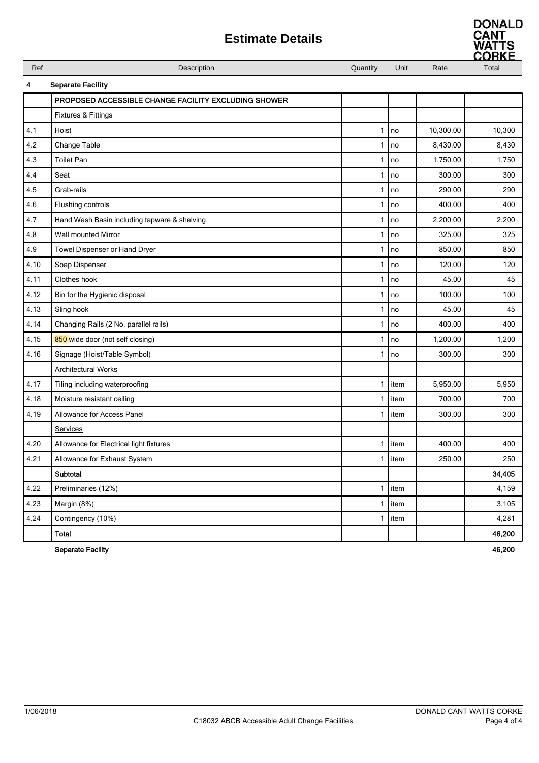# Estimate Details

| Ref | Description | Quantity | Unit | Rate | Total |
|---|---|---|---|---|---|
| **4** | **Separate Facility** | | | | |
| | PROPOSED ACCESSIBLE CHANGE FACILITY EXCLUDING SHOWER | | | | |
| | Fixtures & Fittings | | | | |
| 4.1 | Hoist | 1 | no | 10,300.00 | 10,300 |
| 4.2 | Change Table | 1 | no | 8,430.00 | 8,430 |
| 4.3 | Toilet Pan | 1 | no | 1,750.00 | 1,750 |
| 4.4 | Seat | 1 | no | 300.00 | 300 |
| 4.5 | Grab-rails | 1 | no | 290.00 | 290 |
| 4.6 | Flushing controls | 1 | no | 400.00 | 400 |
| 4.7 | Hand Wash Basin including tapware & shelving | 1 | no | 2,200.00 | 2,200 |
| 4.8 | Wall mounted Mirror | 1 | no | 325.00 | 325 |
| 4.9 | Towel Dispenser or Hand Dryer | 1 | no | 850.00 | 850 |
| 4.10 | Soap Dispenser | 1 | no | 120.00 | 120 |
| 4.11 | Clothes hook | 1 | no | 45.00 | 45 |
| 4.12 | Bin for the Hygienic disposal | 1 | no | 100.00 | 100 |
| 4.13 | Sling hook | 1 | no | 45.00 | 45 |
| 4.14 | Changing Rails (2 No. parallel rails) | 1 | no | 400.00 | 400 |
| 4.15 | 850 wide door (not self closing) | 1 | no | 1,200.00 | 1,200 |
| 4.16 | Signage (Hoist/Table Symbol) | 1 | no | 300.00 | 300 |
| | Architectural Works | | | | |
| 4.17 | Tiling including waterproofing | 1 | item | 5,950.00 | 5,950 |
| 4.18 | Moisture resistant ceiling | 1 | item | 700.00 | 700 |
| 4.19 | Allowance for Access Panel | 1 | item | 300.00 | 300 |
| | Services | | | | |
| 4.20 | Allowance for Electrical light fixtures | 1 | item | 400.00 | 400 |
| 4.21 | Allowance for Exhaust System | 1 | item | 250.00 | 250 |
| | **Subtotal** | | | | **34,405** |
| 4.22 | Preliminaries (12%) | 1 | item | | 4,159 |
| 4.23 | Margin (8%) | 1 | item | | 3,105 |
| 4.24 | Contingency (10%) | 1 | item | | 4,281 |
| | **Total** | | | | **46,200** |

**Separate Facility** **46,200**